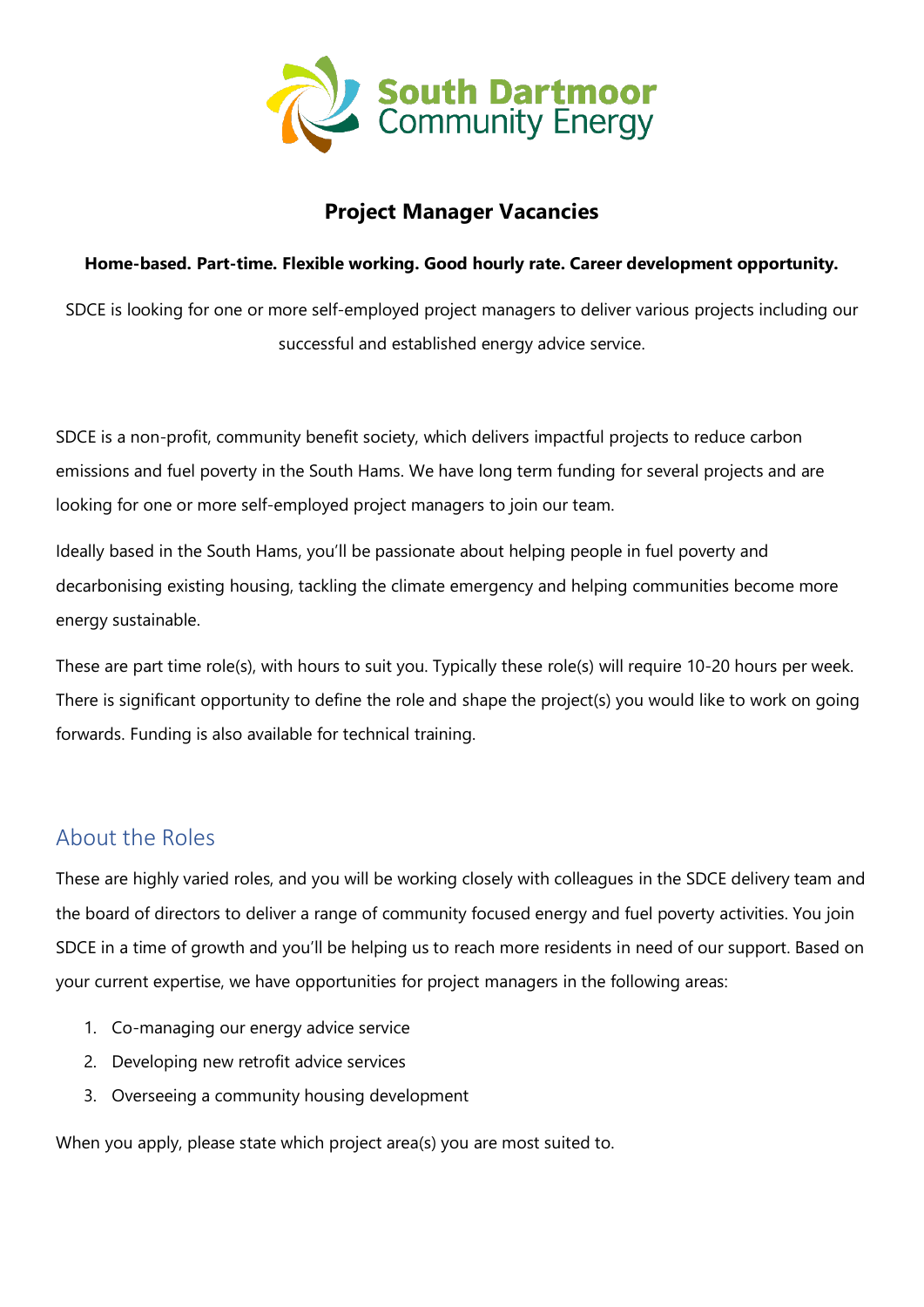# Project Manager Vacancies

**Home-based. Part-time. Flexible working. Good hourly rate. Career development opportunity.**

SDCE is looking for one or more self-employed project managers to deliver various projects including our successful and established energy advice service.

SDCE is a non-profit, community benefit society, which delivers impactful projects to reduce carbon emissions and fuel poverty in the South Hams. We have long term funding for several projects and are looking for one or more self-employed project managers to join our team.

Ideally based in the South Hams, you'll be passionate about helping people in fuel poverty and decarbonising existing housing, tackling the climate emergency and helping communities become more energy sustainable.

These are part time role(s), with hours to suit you. Typically these role(s) will require 10-20 hours per week. There is significant opportunity to define the role and shape the project(s) you would like to work on going forwards. Funding is also available for technical training.

## About the Roles

These are highly varied roles, and you will be working closely with colleagues in the SDCE delivery team and the board of directors to deliver a range of community focused energy and fuel poverty activities. You join SDCE in a time of growth and you'll be helping us to reach more residents in need of our support. Based on your current expertise, we have opportunities for project managers in the following areas:

1. Co-managing our energy advice service
2. Developing new retrofit advice services
3. Overseeing a community housing development

When you apply, please state which project area(s) you are most suited to.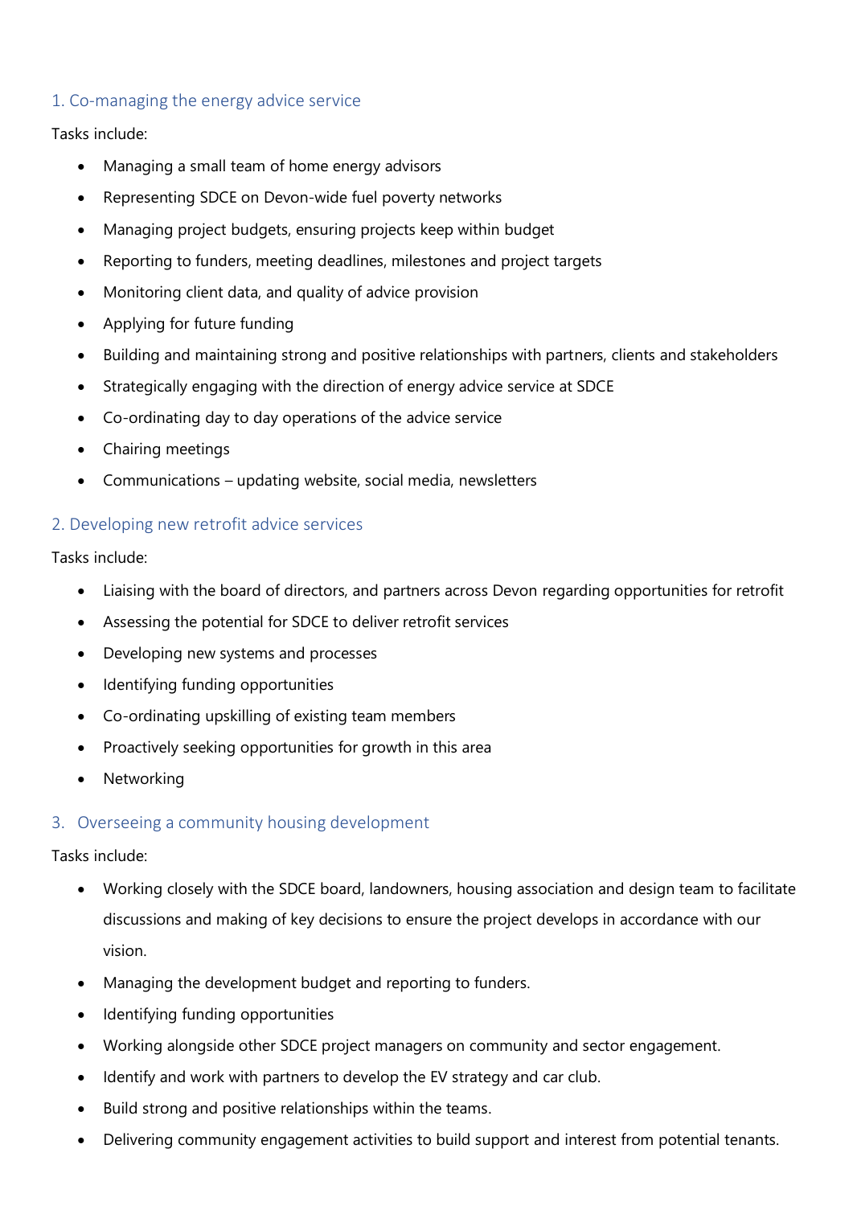## 1. Co-managing the energy advice service

Tasks include:

- Managing a small team of home energy advisors
- Representing SDCE on Devon-wide fuel poverty networks
- Managing project budgets, ensuring projects keep within budget
- Reporting to funders, meeting deadlines, milestones and project targets
- Monitoring client data, and quality of advice provision
- Applying for future funding
- Building and maintaining strong and positive relationships with partners, clients and stakeholders
- Strategically engaging with the direction of energy advice service at SDCE
- Co-ordinating day to day operations of the advice service
- Chairing meetings
- Communications – updating website, social media, newsletters

## 2. Developing new retrofit advice services

Tasks include:

- Liaising with the board of directors, and partners across Devon regarding opportunities for retrofit
- Assessing the potential for SDCE to deliver retrofit services
- Developing new systems and processes
- Identifying funding opportunities
- Co-ordinating upskilling of existing team members
- Proactively seeking opportunities for growth in this area
- Networking

## 3. Overseeing a community housing development

Tasks include:

- Working closely with the SDCE board, landowners, housing association and design team to facilitate discussions and making of key decisions to ensure the project develops in accordance with our vision.
- Managing the development budget and reporting to funders.
- Identifying funding opportunities
- Working alongside other SDCE project managers on community and sector engagement.
- Identify and work with partners to develop the EV strategy and car club.
- Build strong and positive relationships within the teams.
- Delivering community engagement activities to build support and interest from potential tenants.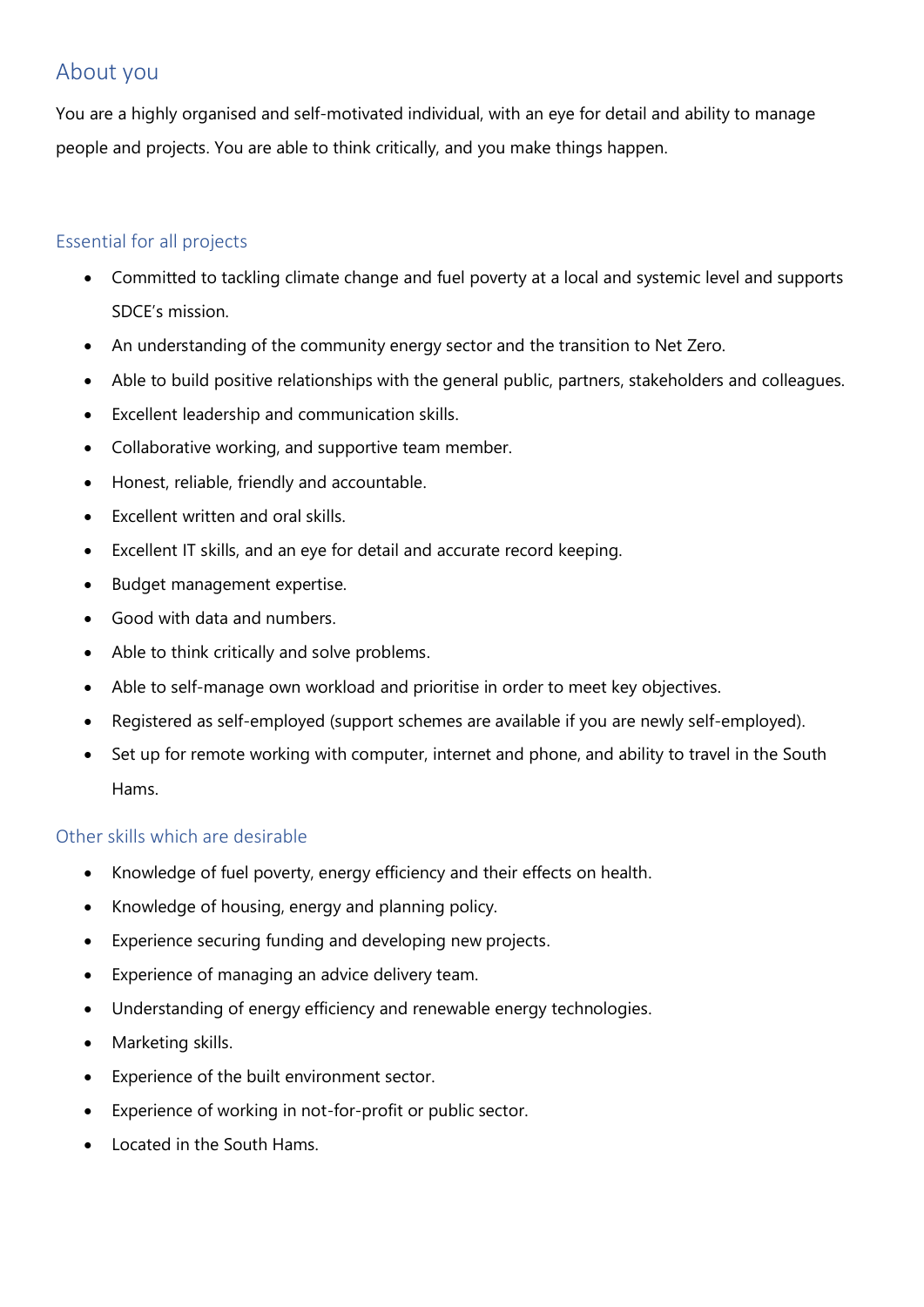## About you

You are a highly organised and self-motivated individual, with an eye for detail and ability to manage people and projects. You are able to think critically, and you make things happen.

### Essential for all projects

- Committed to tackling climate change and fuel poverty at a local and systemic level and supports SDCE's mission.
- An understanding of the community energy sector and the transition to Net Zero.
- Able to build positive relationships with the general public, partners, stakeholders and colleagues.
- Excellent leadership and communication skills.
- Collaborative working, and supportive team member.
- Honest, reliable, friendly and accountable.
- Excellent written and oral skills.
- Excellent IT skills, and an eye for detail and accurate record keeping.
- Budget management expertise.
- Good with data and numbers.
- Able to think critically and solve problems.
- Able to self-manage own workload and prioritise in order to meet key objectives.
- Registered as self-employed (support schemes are available if you are newly self-employed).
- Set up for remote working with computer, internet and phone, and ability to travel in the South Hams.

### Other skills which are desirable

- Knowledge of fuel poverty, energy efficiency and their effects on health.
- Knowledge of housing, energy and planning policy.
- Experience securing funding and developing new projects.
- Experience of managing an advice delivery team.
- Understanding of energy efficiency and renewable energy technologies.
- Marketing skills.
- Experience of the built environment sector.
- Experience of working in not-for-profit or public sector.
- Located in the South Hams.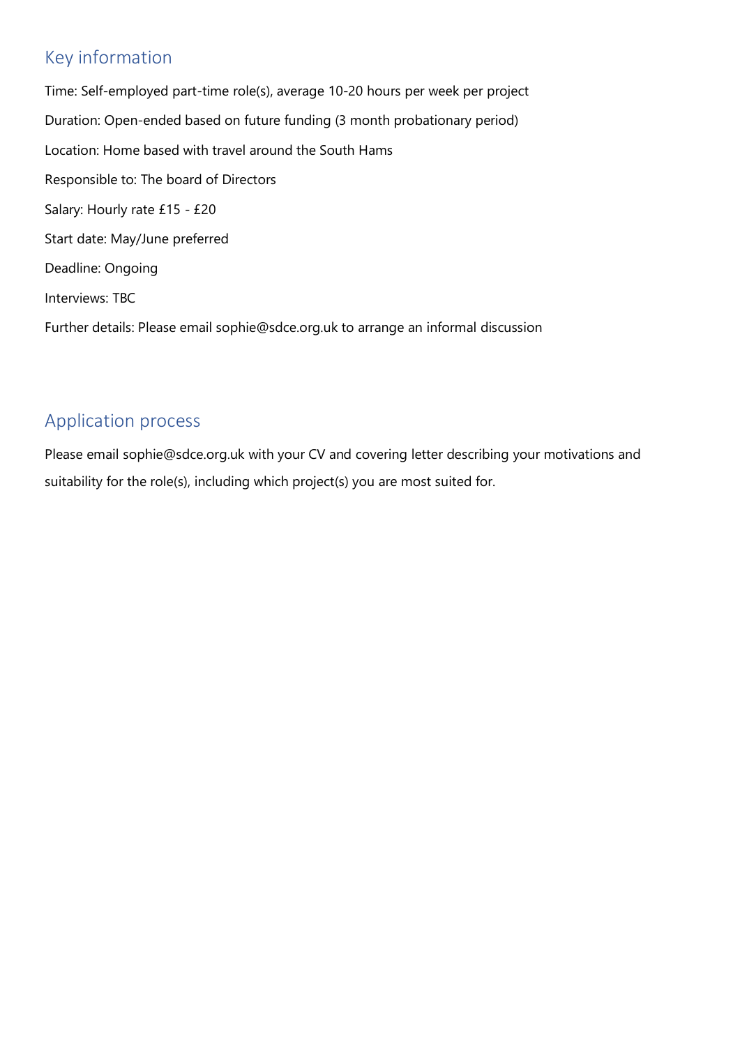## Key information

Time: Self-employed part-time role(s), average 10-20 hours per week per project

Duration: Open-ended based on future funding (3 month probationary period)

Location: Home based with travel around the South Hams

Responsible to: The board of Directors

Salary: Hourly rate £15 - £20

Start date: May/June preferred

Deadline: Ongoing

Interviews: TBC

Further details: Please email sophie@sdce.org.uk to arrange an informal discussion

## Application process

Please email sophie@sdce.org.uk with your CV and covering letter describing your motivations and suitability for the role(s), including which project(s) you are most suited for.